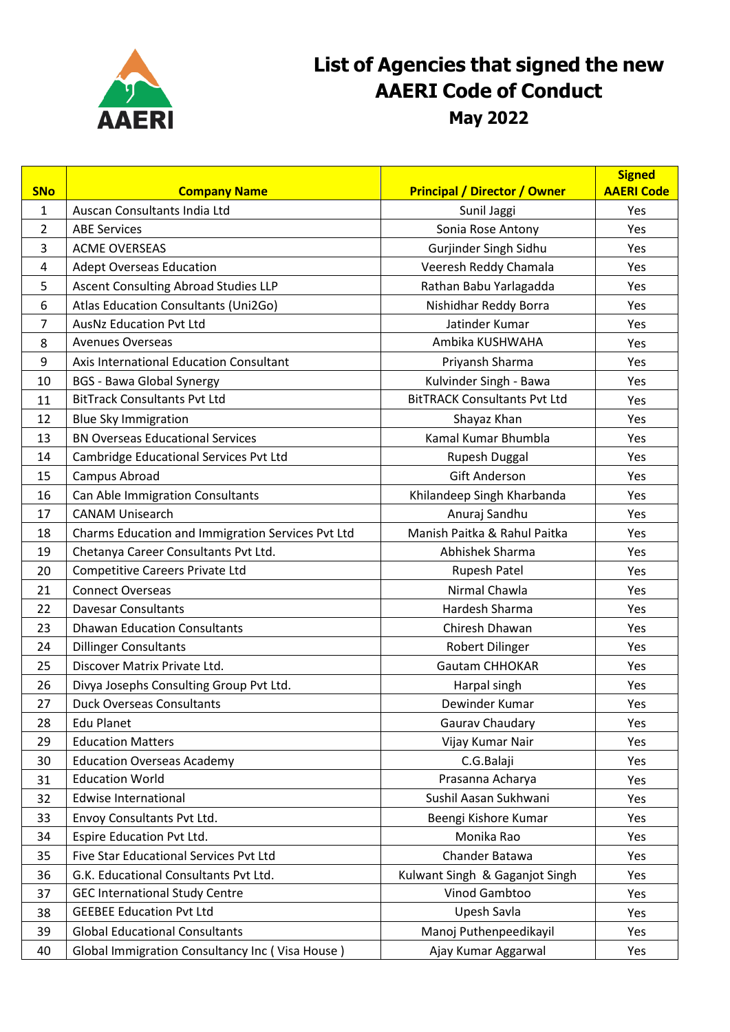# List of Agencies that signed the new AAERI Code of Conduct

## May 2022

| SNo | Company Name | Principal / Director / Owner | Signed AAERI Code |
|---|---|---|---|
| 1 | Auscan Consultants India Ltd | Sunil Jaggi | Yes |
| 2 | ABE Services | Sonia Rose Antony | Yes |
| 3 | ACME OVERSEAS | Gurjinder Singh Sidhu | Yes |
| 4 | Adept Overseas Education | Veeresh Reddy Chamala | Yes |
| 5 | Ascent Consulting Abroad Studies LLP | Rathan Babu Yarlagadda | Yes |
| 6 | Atlas Education Consultants (Uni2Go) | Nishidhar Reddy Borra | Yes |
| 7 | AusNz Education Pvt Ltd | Jatinder Kumar | Yes |
| 8 | Avenues Overseas | Ambika KUSHWAHA | Yes |
| 9 | Axis International Education Consultant | Priyansh Sharma | Yes |
| 10 | BGS - Bawa Global Synergy | Kulvinder Singh - Bawa | Yes |
| 11 | BitTrack Consultants Pvt Ltd | BitTRACK Consultants Pvt Ltd | Yes |
| 12 | Blue Sky Immigration | Shayaz Khan | Yes |
| 13 | BN Overseas Educational Services | Kamal Kumar Bhumbla | Yes |
| 14 | Cambridge Educational Services Pvt Ltd | Rupesh Duggal | Yes |
| 15 | Campus Abroad | Gift Anderson | Yes |
| 16 | Can Able Immigration Consultants | Khilandeep Singh Kharbanda | Yes |
| 17 | CANAM Unisearch | Anuraj Sandhu | Yes |
| 18 | Charms Education and Immigration Services Pvt Ltd | Manish Paitka & Rahul Paitka | Yes |
| 19 | Chetanya Career Consultants Pvt Ltd. | Abhishek Sharma | Yes |
| 20 | Competitive Careers Private Ltd | Rupesh Patel | Yes |
| 21 | Connect Overseas | Nirmal Chawla | Yes |
| 22 | Davesar Consultants | Hardesh Sharma | Yes |
| 23 | Dhawan Education Consultants | Chiresh Dhawan | Yes |
| 24 | Dillinger Consultants | Robert Dilinger | Yes |
| 25 | Discover Matrix Private Ltd. | Gautam CHHOKAR | Yes |
| 26 | Divya Josephs Consulting Group Pvt Ltd. | Harpal singh | Yes |
| 27 | Duck Overseas Consultants | Dewinder Kumar | Yes |
| 28 | Edu Planet | Gaurav Chaudary | Yes |
| 29 | Education Matters | Vijay Kumar Nair | Yes |
| 30 | Education Overseas Academy | C.G.Balaji | Yes |
| 31 | Education World | Prasanna Acharya | Yes |
| 32 | Edwise International | Sushil Aasan Sukhwani | Yes |
| 33 | Envoy Consultants Pvt Ltd. | Beengi Kishore Kumar | Yes |
| 34 | Espire Education Pvt Ltd. | Monika Rao | Yes |
| 35 | Five Star Educational Services Pvt Ltd | Chander Batawa | Yes |
| 36 | G.K. Educational Consultants Pvt Ltd. | Kulwant Singh & Gaganjot Singh | Yes |
| 37 | GEC International Study Centre | Vinod Gambtoo | Yes |
| 38 | GEEBEE Education Pvt Ltd | Upesh Savla | Yes |
| 39 | Global Educational Consultants | Manoj Puthenpeedikayil | Yes |
| 40 | Global Immigration Consultancy Inc ( Visa House ) | Ajay Kumar Aggarwal | Yes |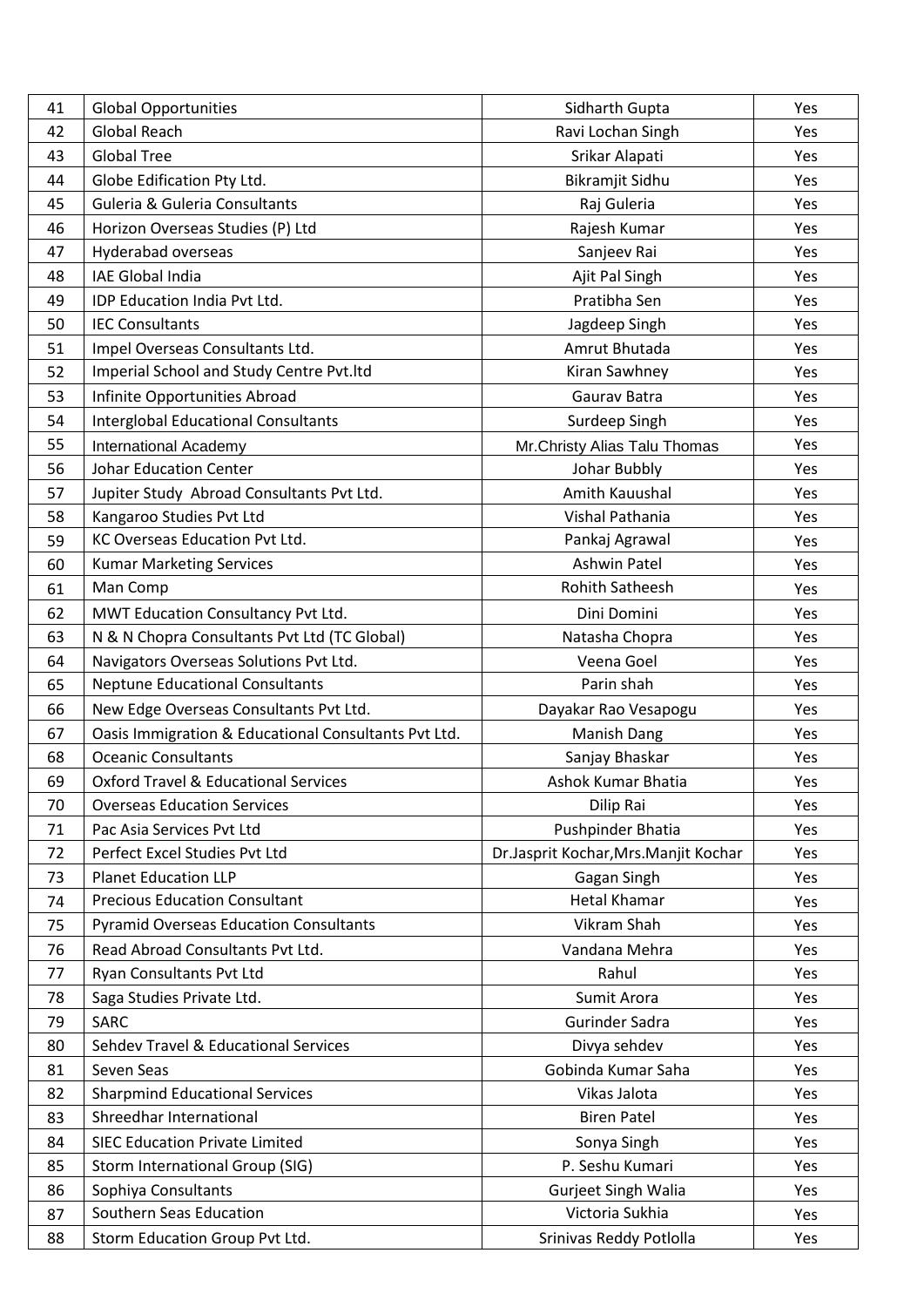| | | | |
|---|---|---|---|
| 41 | Global Opportunities | Sidharth Gupta | Yes |
| 42 | Global Reach | Ravi Lochan Singh | Yes |
| 43 | Global Tree | Srikar Alapati | Yes |
| 44 | Globe Edification Pty Ltd. | Bikramjit Sidhu | Yes |
| 45 | Guleria & Guleria Consultants | Raj Guleria | Yes |
| 46 | Horizon Overseas Studies (P) Ltd | Rajesh Kumar | Yes |
| 47 | Hyderabad overseas | Sanjeev Rai | Yes |
| 48 | IAE Global India | Ajit Pal Singh | Yes |
| 49 | IDP Education India Pvt Ltd. | Pratibha Sen | Yes |
| 50 | IEC Consultants | Jagdeep Singh | Yes |
| 51 | Impel Overseas Consultants Ltd. | Amrut Bhutada | Yes |
| 52 | Imperial School and Study Centre Pvt.ltd | Kiran Sawhney | Yes |
| 53 | Infinite Opportunities Abroad | Gaurav Batra | Yes |
| 54 | Interglobal Educational Consultants | Surdeep Singh | Yes |
| 55 | International Academy | Mr.Christy Alias Talu Thomas | Yes |
| 56 | Johar Education Center | Johar Bubbly | Yes |
| 57 | Jupiter Study Abroad Consultants Pvt Ltd. | Amith Kauushal | Yes |
| 58 | Kangaroo Studies Pvt Ltd | Vishal Pathania | Yes |
| 59 | KC Overseas Education Pvt Ltd. | Pankaj Agrawal | Yes |
| 60 | Kumar Marketing Services | Ashwin Patel | Yes |
| 61 | Man Comp | Rohith Satheesh | Yes |
| 62 | MWT Education Consultancy Pvt Ltd. | Dini Domini | Yes |
| 63 | N & N Chopra Consultants Pvt Ltd (TC Global) | Natasha Chopra | Yes |
| 64 | Navigators Overseas Solutions Pvt Ltd. | Veena Goel | Yes |
| 65 | Neptune Educational Consultants | Parin shah | Yes |
| 66 | New Edge Overseas Consultants Pvt Ltd. | Dayakar Rao Vesapogu | Yes |
| 67 | Oasis Immigration & Educational Consultants Pvt Ltd. | Manish Dang | Yes |
| 68 | Oceanic Consultants | Sanjay Bhaskar | Yes |
| 69 | Oxford Travel & Educational Services | Ashok Kumar Bhatia | Yes |
| 70 | Overseas Education Services | Dilip Rai | Yes |
| 71 | Pac Asia Services Pvt Ltd | Pushpinder Bhatia | Yes |
| 72 | Perfect Excel Studies Pvt Ltd | Dr.Jasprit Kochar,Mrs.Manjit Kochar | Yes |
| 73 | Planet Education LLP | Gagan Singh | Yes |
| 74 | Precious Education Consultant | Hetal Khamar | Yes |
| 75 | Pyramid Overseas Education Consultants | Vikram Shah | Yes |
| 76 | Read Abroad Consultants Pvt Ltd. | Vandana Mehra | Yes |
| 77 | Ryan Consultants Pvt Ltd | Rahul | Yes |
| 78 | Saga Studies Private Ltd. | Sumit Arora | Yes |
| 79 | SARC | Gurinder Sadra | Yes |
| 80 | Sehdev Travel & Educational Services | Divya sehdev | Yes |
| 81 | Seven Seas | Gobinda Kumar Saha | Yes |
| 82 | Sharpmind Educational Services | Vikas Jalota | Yes |
| 83 | Shreedhar International | Biren Patel | Yes |
| 84 | SIEC Education Private Limited | Sonya Singh | Yes |
| 85 | Storm International Group (SIG) | P. Seshu Kumari | Yes |
| 86 | Sophiya Consultants | Gurjeet Singh Walia | Yes |
| 87 | Southern Seas Education | Victoria Sukhia | Yes |
| 88 | Storm Education Group Pvt Ltd. | Srinivas Reddy Potlolla | Yes |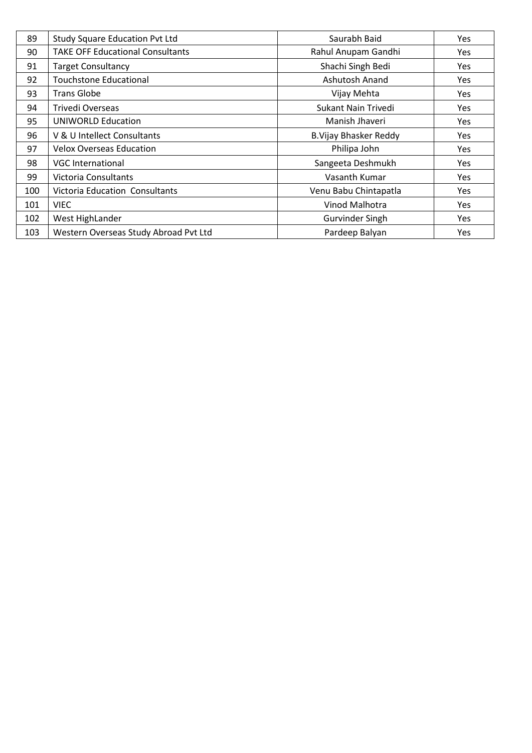| | | | |
|---|---|---|---|
| 89 | Study Square Education Pvt Ltd | Saurabh Baid | Yes |
| 90 | TAKE OFF Educational Consultants | Rahul Anupam Gandhi | Yes |
| 91 | Target Consultancy | Shachi Singh Bedi | Yes |
| 92 | Touchstone Educational | Ashutosh Anand | Yes |
| 93 | Trans Globe | Vijay Mehta | Yes |
| 94 | Trivedi Overseas | Sukant Nain Trivedi | Yes |
| 95 | UNIWORLD Education | Manish Jhaveri | Yes |
| 96 | V & U Intellect Consultants | B.Vijay Bhasker Reddy | Yes |
| 97 | Velox Overseas Education | Philipa John | Yes |
| 98 | VGC International | Sangeeta Deshmukh | Yes |
| 99 | Victoria Consultants | Vasanth Kumar | Yes |
| 100 | Victoria Education Consultants | Venu Babu Chintapatla | Yes |
| 101 | VIEC | Vinod Malhotra | Yes |
| 102 | West HighLander | Gurvinder Singh | Yes |
| 103 | Western Overseas Study Abroad Pvt Ltd | Pardeep Balyan | Yes |